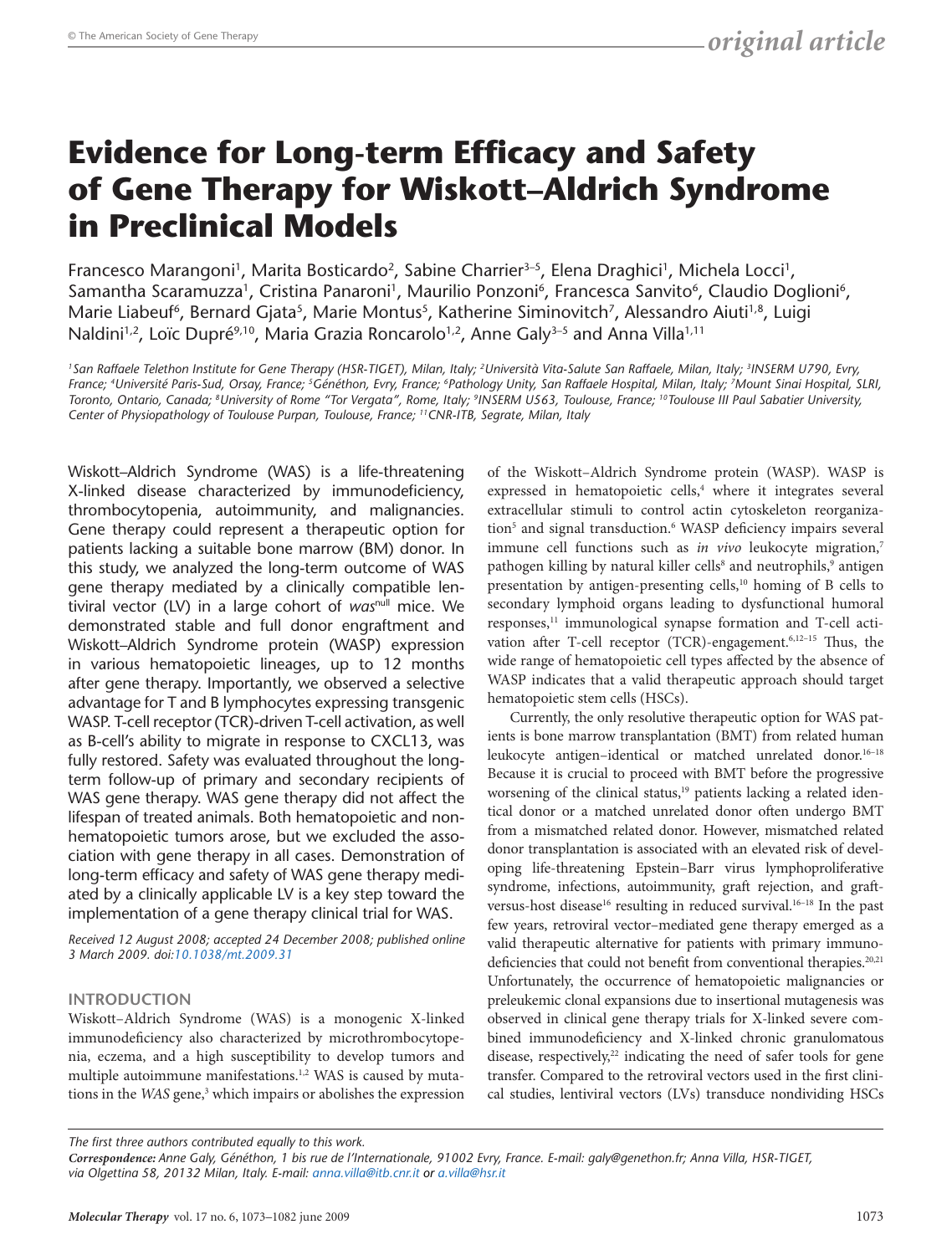# Evidence for Long-term Efficacy and Safety of Gene Therapy for Wiskott–Aldrich Syndrome in Preclinical Models

Francesco Marangoni[1], Marita Bosticardo[2], Sabine Charrier[3–5], Elena Draghici[1], Michela Locci[1], Samantha Scaramuzza[1], Cristina Panaroni[1], Maurilio Ponzoni[6], Francesca Sanvito[6], Claudio Doglioni[6], Marie Liabeuf[6], Bernard Gjata[5], Marie Montus[5], Katherine Siminovitch[7], Alessandro Aiuti[1,8], Luigi Naldini[1,2], Loïc Dupré[9,10], Maria Grazia Roncarolo[1,2], Anne Galy[3–5] and Anna Villa[1,11]

*[1]San Raffaele Telethon Institute for Gene Therapy (HSR-TIGET), Milan, Italy; [2]Università Vita-Salute San Raffaele, Milan, Italy; [3]INSERM U790, Evry, France; [4]Université Paris-Sud, Orsay, France; [5]Généthon, Evry, France; [6]Pathology Unity, San Raffaele Hospital, Milan, Italy; [7]Mount Sinai Hospital, SLRI, Toronto, Ontario, Canada; [8]University of Rome "Tor Vergata", Rome, Italy; [9]INSERM U563, Toulouse, France; [10]Toulouse III Paul Sabatier University, Center of Physiopathology of Toulouse Purpan, Toulouse, France; [11]CNR-ITB, Segrate, Milan, Italy*

Wiskott–Aldrich Syndrome (WAS) is a life-threatening X-linked disease characterized by immunodeficiency, thrombocytopenia, autoimmunity, and malignancies. Gene therapy could represent a therapeutic option for patients lacking a suitable bone marrow (BM) donor. In this study, we analyzed the long-term outcome of WAS gene therapy mediated by a clinically compatible lentiviral vector (LV) in a large cohort of *was*$^{null}$ mice. We demonstrated stable and full donor engraftment and Wiskott–Aldrich Syndrome protein (WASP) expression in various hematopoietic lineages, up to 12 months after gene therapy. Importantly, we observed a selective advantage for T and B lymphocytes expressing transgenic WASP. T-cell receptor (TCR)-driven T-cell activation, as well as B-cell's ability to migrate in response to CXCL13, was fully restored. Safety was evaluated throughout the long-term follow-up of primary and secondary recipients of WAS gene therapy. WAS gene therapy did not affect the lifespan of treated animals. Both hematopoietic and non-hematopoietic tumors arose, but we excluded the association with gene therapy in all cases. Demonstration of long-term efficacy and safety of WAS gene therapy mediated by a clinically applicable LV is a key step toward the implementation of a gene therapy clinical trial for WAS.

*Received 12 August 2008; accepted 24 December 2008; published online 3 March 2009. doi:10.1038/mt.2009.31*

## INTRODUCTION

Wiskott–Aldrich Syndrome (WAS) is a monogenic X-linked immunodeficiency also characterized by microthrombocytopenia, eczema, and a high susceptibility to develop tumors and multiple autoimmune manifestations.[1,2] WAS is caused by mutations in the *WAS* gene,[3] which impairs or abolishes the expression of the Wiskott–Aldrich Syndrome protein (WASP). WASP is expressed in hematopoietic cells,[4] where it integrates several extracellular stimuli to control actin cytoskeleton reorganization[5] and signal transduction.[6] WASP deficiency impairs several immune cell functions such as *in vivo* leukocyte migration,[7] pathogen killing by natural killer cells[8] and neutrophils,[9] antigen presentation by antigen-presenting cells,[10] homing of B cells to secondary lymphoid organs leading to dysfunctional humoral responses,[11] immunological synapse formation and T-cell activation after T-cell receptor (TCR)-engagement.[6,12–15] Thus, the wide range of hematopoietic cell types affected by the absence of WASP indicates that a valid therapeutic approach should target hematopoietic stem cells (HSCs).

Currently, the only resolutive therapeutic option for WAS patients is bone marrow transplantation (BMT) from related human leukocyte antigen–identical or matched unrelated donor.[16–18] Because it is crucial to proceed with BMT before the progressive worsening of the clinical status,[19] patients lacking a related identical donor or a matched unrelated donor often undergo BMT from a mismatched related donor. However, mismatched related donor transplantation is associated with an elevated risk of developing life-threatening Epstein–Barr virus lymphoproliferative syndrome, infections, autoimmunity, graft rejection, and graft-versus-host disease[16] resulting in reduced survival.[16–18] In the past few years, retroviral vector–mediated gene therapy emerged as a valid therapeutic alternative for patients with primary immunodeficiencies that could not benefit from conventional therapies.[20,21] Unfortunately, the occurrence of hematopoietic malignancies or preleukemic clonal expansions due to insertional mutagenesis was observed in clinical gene therapy trials for X-linked severe combined immunodeficiency and X-linked chronic granulomatous disease, respectively,[22] indicating the need of safer tools for gene transfer. Compared to the retroviral vectors used in the first clinical studies, lentiviral vectors (LVs) transduce nondividing HSCs

*The first three authors contributed equally to this work.*

***Correspondence:** Anne Galy, Généthon, 1 bis rue de l'Internationale, 91002 Evry, France. E-mail: galy@genethon.fr; Anna Villa, HSR-TIGET, via Olgettina 58, 20132 Milan, Italy. E-mail: anna.villa@itb.cnr.it or a.villa@hsr.it*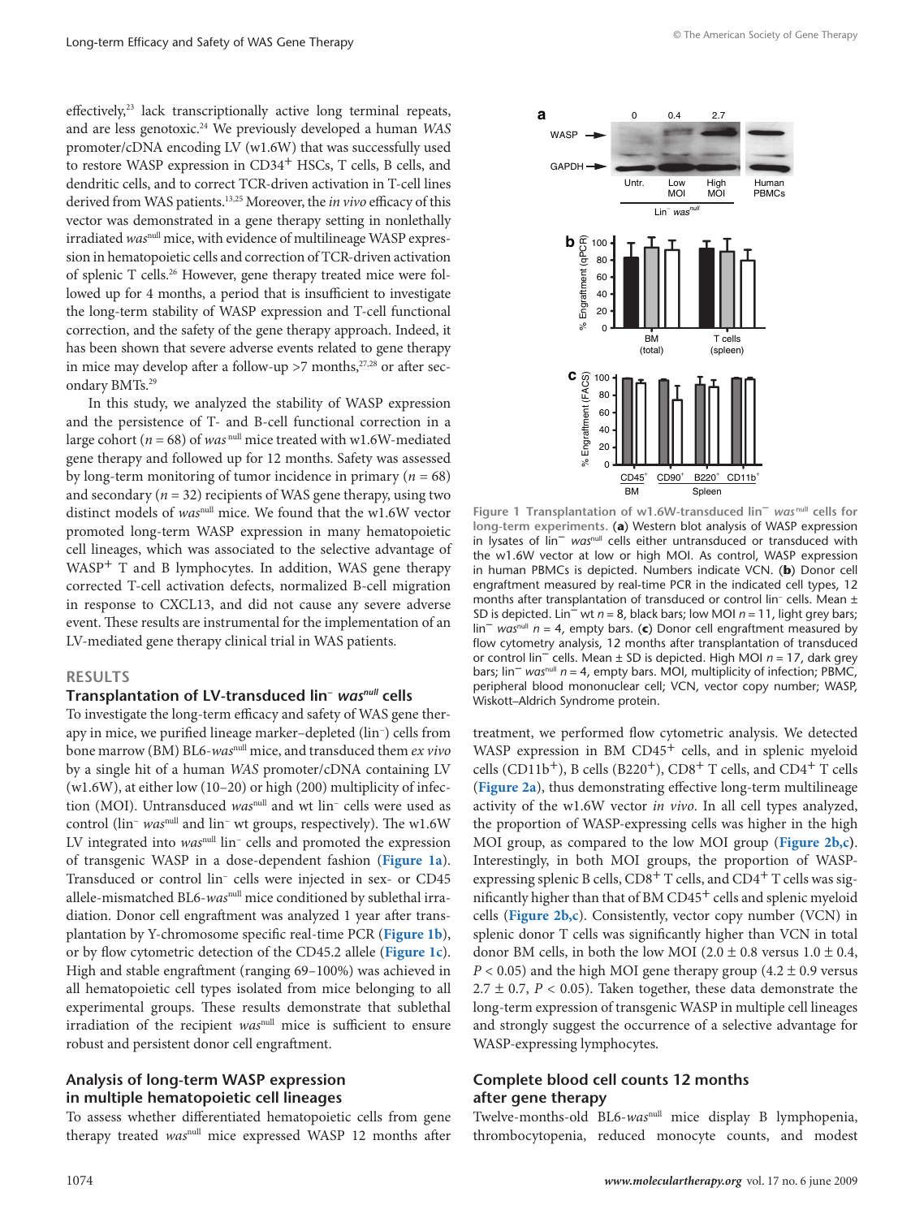effectively,[23] lack transcriptionally active long terminal repeats, and are less genotoxic.[24] We previously developed a human *WAS* promoter/cDNA encoding LV (w1.6W) that was successfully used to restore WASP expression in CD34$^+$ HSCs, T cells, B cells, and dendritic cells, and to correct TCR-driven activation in T-cell lines derived from WAS patients.[13,25] Moreover, the *in vivo* efficacy of this vector was demonstrated in a gene therapy setting in nonlethally irradiated *was*$^{null}$ mice, with evidence of multilineage WASP expression in hematopoietic cells and correction of TCR-driven activation of splenic T cells.[26] However, gene therapy treated mice were followed up for 4 months, a period that is insufficient to investigate the long-term stability of WASP expression and T-cell functional correction, and the safety of the gene therapy approach. Indeed, it has been shown that severe adverse events related to gene therapy in mice may develop after a follow-up >7 months,[27,28] or after secondary BMTs.[29]

In this study, we analyzed the stability of WASP expression and the persistence of T- and B-cell functional correction in a large cohort ($n = 68$) of *was*$^{null}$ mice treated with w1.6W-mediated gene therapy and followed up for 12 months. Safety was assessed by long-term monitoring of tumor incidence in primary ($n = 68$) and secondary ($n = 32$) recipients of WAS gene therapy, using two distinct models of *was*$^{null}$ mice. We found that the w1.6W vector promoted long-term WASP expression in many hematopoietic cell lineages, which was associated to the selective advantage of WASP$^+$ T and B lymphocytes. In addition, WAS gene therapy corrected T-cell activation defects, normalized B-cell migration in response to CXCL13, and did not cause any severe adverse event. These results are instrumental for the implementation of an LV-mediated gene therapy clinical trial in WAS patients.

## RESULTS

### Transplantation of LV-transduced lin$^-$ *was*$^{null}$ cells

To investigate the long-term efficacy and safety of WAS gene therapy in mice, we purified lineage marker–depleted (lin$^-$) cells from bone marrow (BM) BL6-*was*$^{null}$ mice, and transduced them *ex vivo* by a single hit of a human *WAS* promoter/cDNA containing LV (w1.6W), at either low (10–20) or high (200) multiplicity of infection (MOI). Untransduced *was*$^{null}$ and wt lin$^-$ cells were used as control (lin$^-$ *was*$^{null}$ and lin$^-$ wt groups, respectively). The w1.6W LV integrated into *was*$^{null}$ lin$^-$ cells and promoted the expression of transgenic WASP in a dose-dependent fashion (**Figure 1a**). Transduced or control lin$^-$ cells were injected in sex- or CD45 allele-mismatched BL6-*was*$^{null}$ mice conditioned by sublethal irradiation. Donor cell engraftment was analyzed 1 year after transplantation by Y-chromosome specific real-time PCR (**Figure 1b**), or by flow cytometric detection of the CD45.2 allele (**Figure 1c**). High and stable engraftment (ranging 69–100%) was achieved in all hematopoietic cell types isolated from mice belonging to all experimental groups. These results demonstrate that sublethal irradiation of the recipient *was*$^{null}$ mice is sufficient to ensure robust and persistent donor cell engraftment.

**Figure 1 Transplantation of w1.6W-transduced lin$^-$ *was*$^{null}$ cells for long-term experiments.** (**a**) Western blot analysis of WASP expression in lysates of lin$^-$ *was*$^{null}$ cells either untransduced or transduced with the w1.6W vector at low or high MOI. As control, WASP expression in human PBMCs is depicted. Numbers indicate VCN. (**b**) Donor cell engraftment measured by real-time PCR in the indicated cell types, 12 months after transplantation of transduced or control lin$^-$ cells. Mean ± SD is depicted. Lin$^-$ wt $n = 8$, black bars; low MOI $n = 11$, light grey bars; lin$^-$ *was*$^{null}$ $n = 4$, empty bars. (**c**) Donor cell engraftment measured by flow cytometry analysis, 12 months after transplantation of transduced or control lin$^-$ cells. Mean ± SD is depicted. High MOI $n = 17$, dark grey bars; lin$^-$ *was*$^{null}$ $n = 4$, empty bars. MOI, multiplicity of infection; PBMC, peripheral blood mononuclear cell; VCN, vector copy number; WASP, Wiskott–Aldrich Syndrome protein.

### Analysis of long-term WASP expression in multiple hematopoietic cell lineages

To assess whether differentiated hematopoietic cells from gene therapy treated *was*$^{null}$ mice expressed WASP 12 months after treatment, we performed flow cytometric analysis. We detected WASP expression in BM CD45$^+$ cells, and in splenic myeloid cells (CD11b$^+$), B cells (B220$^+$), CD8$^+$ T cells, and CD4$^+$ T cells (**Figure 2a**), thus demonstrating effective long-term multilineage activity of the w1.6W vector *in vivo*. In all cell types analyzed, the proportion of WASP-expressing cells was higher in the high MOI group, as compared to the low MOI group (**Figure 2b,c**). Interestingly, in both MOI groups, the proportion of WASP-expressing splenic B cells, CD8$^+$ T cells, and CD4$^+$ T cells was significantly higher than that of BM CD45$^+$ cells and splenic myeloid cells (**Figure 2b,c**). Consistently, vector copy number (VCN) in splenic donor T cells was significantly higher than VCN in total donor BM cells, in both the low MOI (2.0 ± 0.8 versus 1.0 ± 0.4, $P < 0.05$) and the high MOI gene therapy group (4.2 ± 0.9 versus 2.7 ± 0.7, $P < 0.05$). Taken together, these data demonstrate the long-term expression of transgenic WASP in multiple cell lineages and strongly suggest the occurrence of a selective advantage for WASP-expressing lymphocytes.

### Complete blood cell counts 12 months after gene therapy

Twelve-months-old BL6-*was*$^{null}$ mice display B lymphopenia, thrombocytopenia, reduced monocyte counts, and modest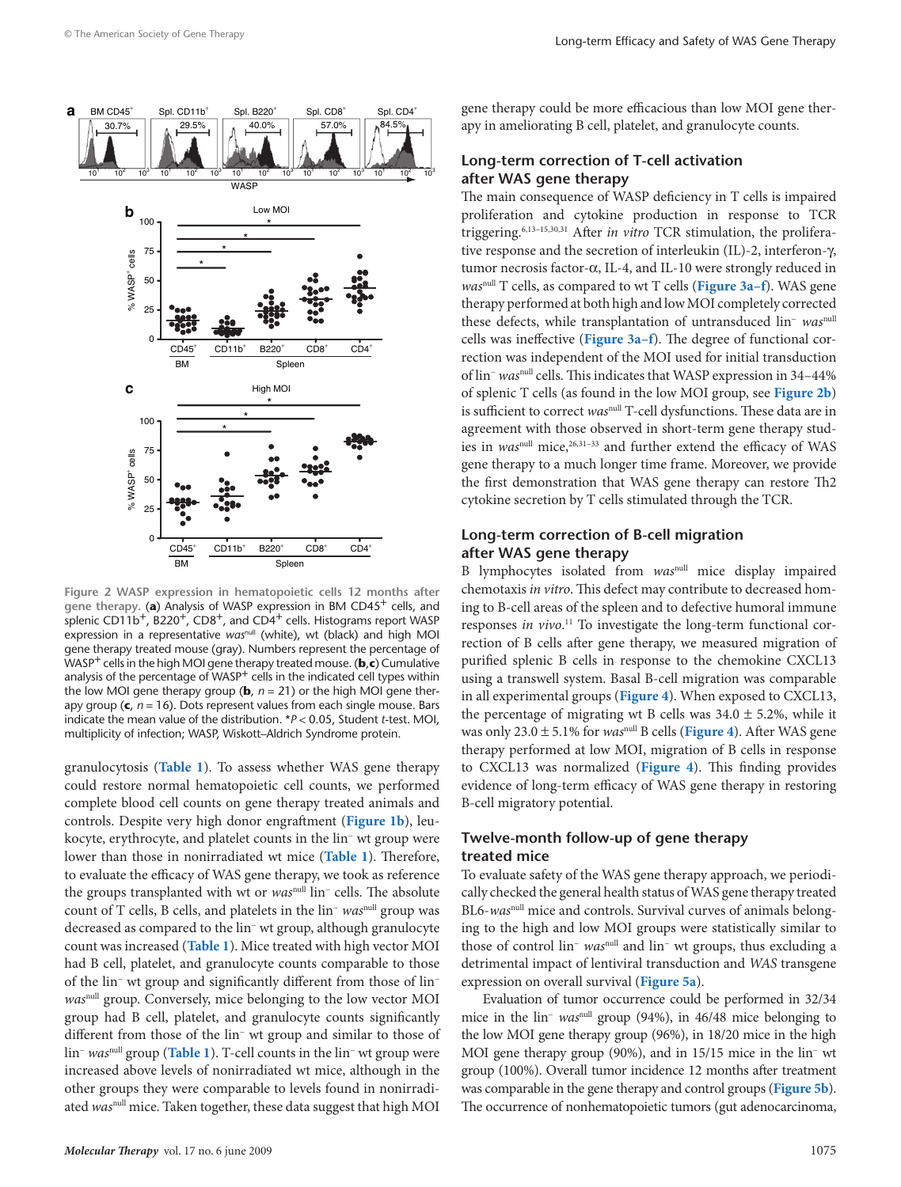Figure 2 WASP expression in hematopoietic cells 12 months after gene therapy. (**a**) Analysis of WASP expression in BM CD45$^+$ cells, and splenic CD11b$^+$, B220$^+$, CD8$^+$, and CD4$^+$ cells. Histograms report WASP expression in a representative *was*$^{null}$ (white), wt (black) and high MOI gene therapy treated mouse (gray). Numbers represent the percentage of WASP$^+$ cells in the high MOI gene therapy treated mouse. (**b**,**c**) Cumulative analysis of the percentage of WASP$^+$ cells in the indicated cell types within the low MOI gene therapy group (**b**, $n = 21$) or the high MOI gene therapy group (**c**, $n = 16$). Dots represent values from each single mouse. Bars indicate the mean value of the distribution. *$P < 0.05$, Student *t*-test. MOI, multiplicity of infection; WASP, Wiskott–Aldrich Syndrome protein.

granulocytosis (**Table 1**). To assess whether WAS gene therapy could restore normal hematopoietic cell counts, we performed complete blood cell counts on gene therapy treated animals and controls. Despite very high donor engraftment (**Figure 1b**), leukocyte, erythrocyte, and platelet counts in the lin$^-$ wt group were lower than those in nonirradiated wt mice (**Table 1**). Therefore, to evaluate the efficacy of WAS gene therapy, we took as reference the groups transplanted with wt or *was*$^{null}$ lin$^-$ cells. The absolute count of T cells, B cells, and platelets in the lin$^-$ *was*$^{null}$ group was decreased as compared to the lin$^-$ wt group, although granulocyte count was increased (**Table 1**). Mice treated with high vector MOI had B cell, platelet, and granulocyte counts comparable to those of the lin$^-$ wt group and significantly different from those of lin$^-$ *was*$^{null}$ group. Conversely, mice belonging to the low vector MOI group had B cell, platelet, and granulocyte counts significantly different from those of the lin$^-$ wt group and similar to those of lin$^-$ *was*$^{null}$ group (**Table 1**). T-cell counts in the lin$^-$ wt group were increased above levels of nonirradiated wt mice, although in the other groups they were comparable to levels found in nonirradiated *was*$^{null}$ mice. Taken together, these data suggest that high MOI gene therapy could be more efficacious than low MOI gene therapy in ameliorating B cell, platelet, and granulocyte counts.

## Long-term correction of T-cell activation after WAS gene therapy

The main consequence of WASP deficiency in T cells is impaired proliferation and cytokine production in response to TCR triggering.[6,13–15,30,31] After *in vitro* TCR stimulation, the proliferative response and the secretion of interleukin (IL)-2, interferon-γ, tumor necrosis factor-α, IL-4, and IL-10 were strongly reduced in *was*$^{null}$ T cells, as compared to wt T cells (**Figure 3a–f**). WAS gene therapy performed at both high and low MOI completely corrected these defects, while transplantation of untransduced lin$^-$ *was*$^{null}$ cells was ineffective (**Figure 3a–f**). The degree of functional correction was independent of the MOI used for initial transduction of lin$^-$ *was*$^{null}$ cells. This indicates that WASP expression in 34–44% of splenic T cells (as found in the low MOI group, see **Figure 2b**) is sufficient to correct *was*$^{null}$ T-cell dysfunctions. These data are in agreement with those observed in short-term gene therapy studies in *was*$^{null}$ mice,[26,31–33] and further extend the efficacy of WAS gene therapy to a much longer time frame. Moreover, we provide the first demonstration that WAS gene therapy can restore Th2 cytokine secretion by T cells stimulated through the TCR.

## Long-term correction of B-cell migration after WAS gene therapy

B lymphocytes isolated from *was*$^{null}$ mice display impaired chemotaxis *in vitro*. This defect may contribute to decreased homing to B-cell areas of the spleen and to defective humoral immune responses *in vivo*.[11] To investigate the long-term functional correction of B cells after gene therapy, we measured migration of purified splenic B cells in response to the chemokine CXCL13 using a transwell system. Basal B-cell migration was comparable in all experimental groups (**Figure 4**). When exposed to CXCL13, the percentage of migrating wt B cells was 34.0 ± 5.2%, while it was only 23.0 ± 5.1% for *was*$^{null}$ B cells (**Figure 4**). After WAS gene therapy performed at low MOI, migration of B cells in response to CXCL13 was normalized (**Figure 4**). This finding provides evidence of long-term efficacy of WAS gene therapy in restoring B-cell migratory potential.

## Twelve-month follow-up of gene therapy treated mice

To evaluate safety of the WAS gene therapy approach, we periodically checked the general health status of WAS gene therapy treated BL6-*was*$^{null}$ mice and controls. Survival curves of animals belonging to the high and low MOI groups were statistically similar to those of control lin$^-$ *was*$^{null}$ and lin$^-$ wt groups, thus excluding a detrimental impact of lentiviral transduction and *WAS* transgene expression on overall survival (**Figure 5a**).

Evaluation of tumor occurrence could be performed in 32/34 mice in the lin$^-$ *was*$^{null}$ group (94%), in 46/48 mice belonging to the low MOI gene therapy group (96%), in 18/20 mice in the high MOI gene therapy group (90%), and in 15/15 mice in the lin$^-$ wt group (100%). Overall tumor incidence 12 months after treatment was comparable in the gene therapy and control groups (**Figure 5b**). The occurrence of nonhematopoietic tumors (gut adenocarcinoma,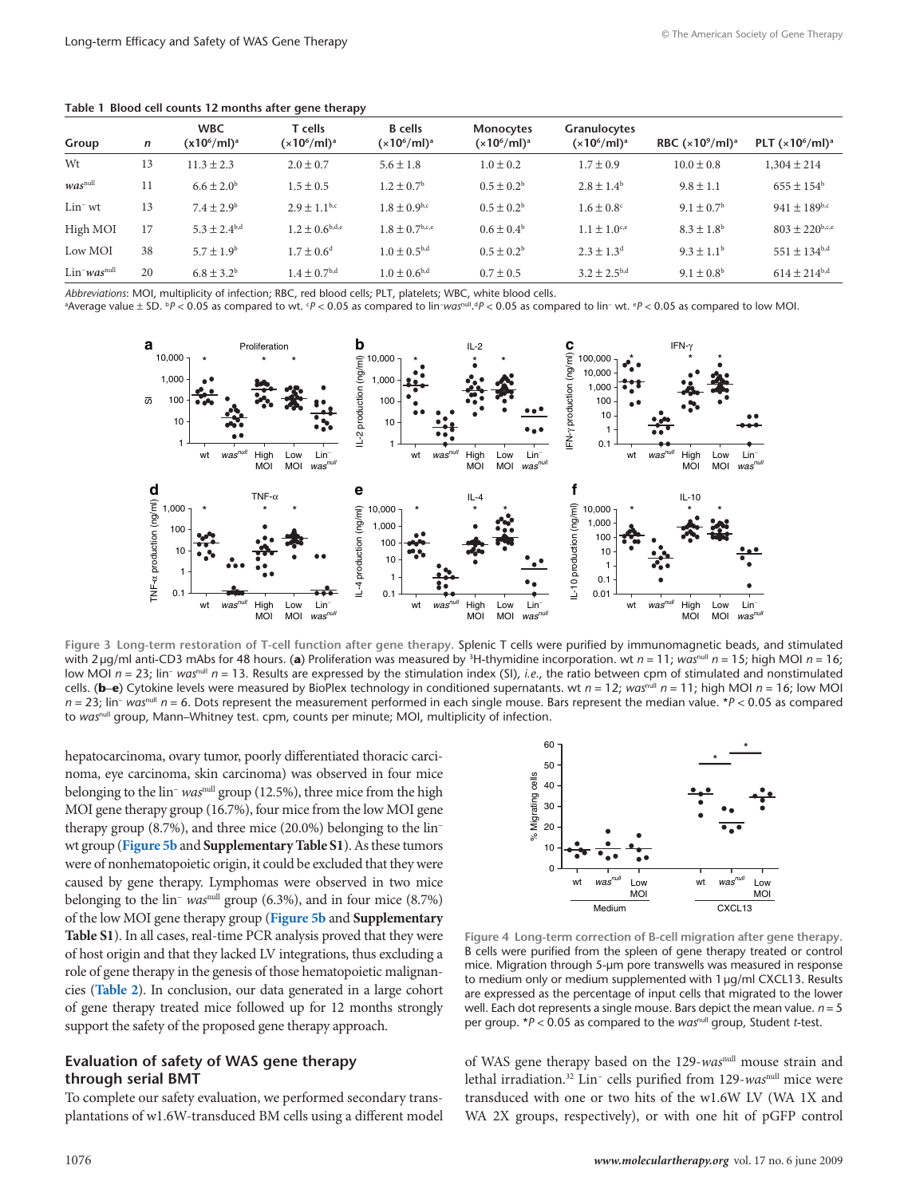**Table 1 Blood cell counts 12 months after gene therapy**

| Group | n | WBC ($\times 10^6$/ml)[a] | T cells ($\times 10^6$/ml)[a] | B cells ($\times 10^6$/ml)[a] | Monocytes ($\times 10^6$/ml)[a] | Granulocytes ($\times 10^6$/ml)[a] | RBC ($\times 10^9$/ml)[a] | PLT ($\times 10^6$/ml)[a] |
|---|---|---|---|---|---|---|---|---|
| Wt | 13 | 11.3 ± 2.3 | 2.0 ± 0.7 | 5.6 ± 1.8 | 1.0 ± 0.2 | 1.7 ± 0.9 | 10.0 ± 0.8 | 1,304 ± 214 |
| *was*[null] | 11 | 6.6 ± 2.0[b] | 1.5 ± 0.5 | 1.2 ± 0.7[b] | 0.5 ± 0.2[b] | 2.8 ± 1.4[b] | 9.8 ± 1.1 | 655 ± 154[b] |
| Lin[−] wt | 13 | 7.4 ± 2.9[b] | 2.9 ± 1.1[b,c] | 1.8 ± 0.9[b,c] | 0.5 ± 0.2[b] | 1.6 ± 0.8[c] | 9.1 ± 0.7[b] | 941 ± 189[b,c] |
| High MOI | 17 | 5.3 ± 2.4[b,d] | 1.2 ± 0.6[b,d,e] | 1.8 ± 0.7[b,c,e] | 0.6 ± 0.4[b] | 1.1 ± 1.0[c,e] | 8.3 ± 1.8[b] | 803 ± 220[b,c,e] |
| Low MOI | 38 | 5.7 ± 1.9[b] | 1.7 ± 0.6[d] | 1.0 ± 0.5[b,d] | 0.5 ± 0.2[b] | 2.3 ± 1.3[d] | 9.3 ± 1.1[b] | 551 ± 134[b,d] |
| Lin[−]*was*[null] | 20 | 6.8 ± 3.2[b] | 1.4 ± 0.7[b,d] | 1.0 ± 0.6[b,d] | 0.7 ± 0.5 | 3.2 ± 2.5[b,d] | 9.1 ± 0.8[b] | 614 ± 214[b,d] |

*Abbreviations*: MOI, multiplicity of infection; RBC, red blood cells; PLT, platelets; WBC, white blood cells.
[a]Average value ± SD. [b]$P < 0.05$ as compared to wt. [c]$P < 0.05$ as compared to lin[−]*was*[null]. [d]$P < 0.05$ as compared to lin[−] wt. [e]$P < 0.05$ as compared to low MOI.

**Figure 3 Long-term restoration of T-cell function after gene therapy.** Splenic T cells were purified by immunomagnetic beads, and stimulated with 2 μg/ml anti-CD3 mAbs for 48 hours. (**a**) Proliferation was measured by $^3$H-thymidine incorporation. wt $n = 11$; *was*[null] $n = 15$; high MOI $n = 16$; low MOI $n = 23$; lin[−] *was*[null] $n = 13$. Results are expressed by the stimulation index (SI), *i.e.*, the ratio between cpm of stimulated and nonstimulated cells. (**b–e**) Cytokine levels were measured by BioPlex technology in conditioned supernatants. wt $n = 12$; *was*[null] $n = 11$; high MOI $n = 16$; low MOI $n = 23$; lin[−] *was*[null] $n = 6$. Dots represent the measurement performed in each single mouse. Bars represent the median value. *$P < 0.05$ as compared to *was*[null] group, Mann–Whitney test. cpm, counts per minute; MOI, multiplicity of infection.

hepatocarcinoma, ovary tumor, poorly differentiated thoracic carcinoma, eye carcinoma, skin carcinoma) was observed in four mice belonging to the lin[−] *was*[null] group (12.5%), three mice from the high MOI gene therapy group (16.7%), four mice from the low MOI gene therapy group (8.7%), and three mice (20.0%) belonging to the lin[−] wt group (**Figure 5b** and **Supplementary Table S1**). As these tumors were of nonhematopoietic origin, it could be excluded that they were caused by gene therapy. Lymphomas were observed in two mice belonging to the lin[−] *was*[null] group (6.3%), and in four mice (8.7%) of the low MOI gene therapy group (**Figure 5b** and **Supplementary Table S1**). In all cases, real-time PCR analysis proved that they were of host origin and that they lacked LV integrations, thus excluding a role of gene therapy in the genesis of those hematopoietic malignancies (**Table 2**). In conclusion, our data generated in a large cohort of gene therapy treated mice followed up for 12 months strongly support the safety of the proposed gene therapy approach.

## Evaluation of safety of WAS gene therapy through serial BMT

To complete our safety evaluation, we performed secondary transplantations of w1.6W-transduced BM cells using a different model of WAS gene therapy based on the 129-*was*[null] mouse strain and lethal irradiation.[32] Lin[−] cells purified from 129-*was*[null] mice were transduced with one or two hits of the w1.6W LV (WA 1X and WA 2X groups, respectively), or with one hit of pGFP control

**Figure 4 Long-term correction of B-cell migration after gene therapy.** B cells were purified from the spleen of gene therapy treated or control mice. Migration through 5-μm pore transwells was measured in response to medium only or medium supplemented with 1 μg/ml CXCL13. Results are expressed as the percentage of input cells that migrated to the lower well. Each dot represents a single mouse. Bars depict the mean value. $n = 5$ per group. *$P < 0.05$ as compared to the *was*[null] group, Student *t*-test.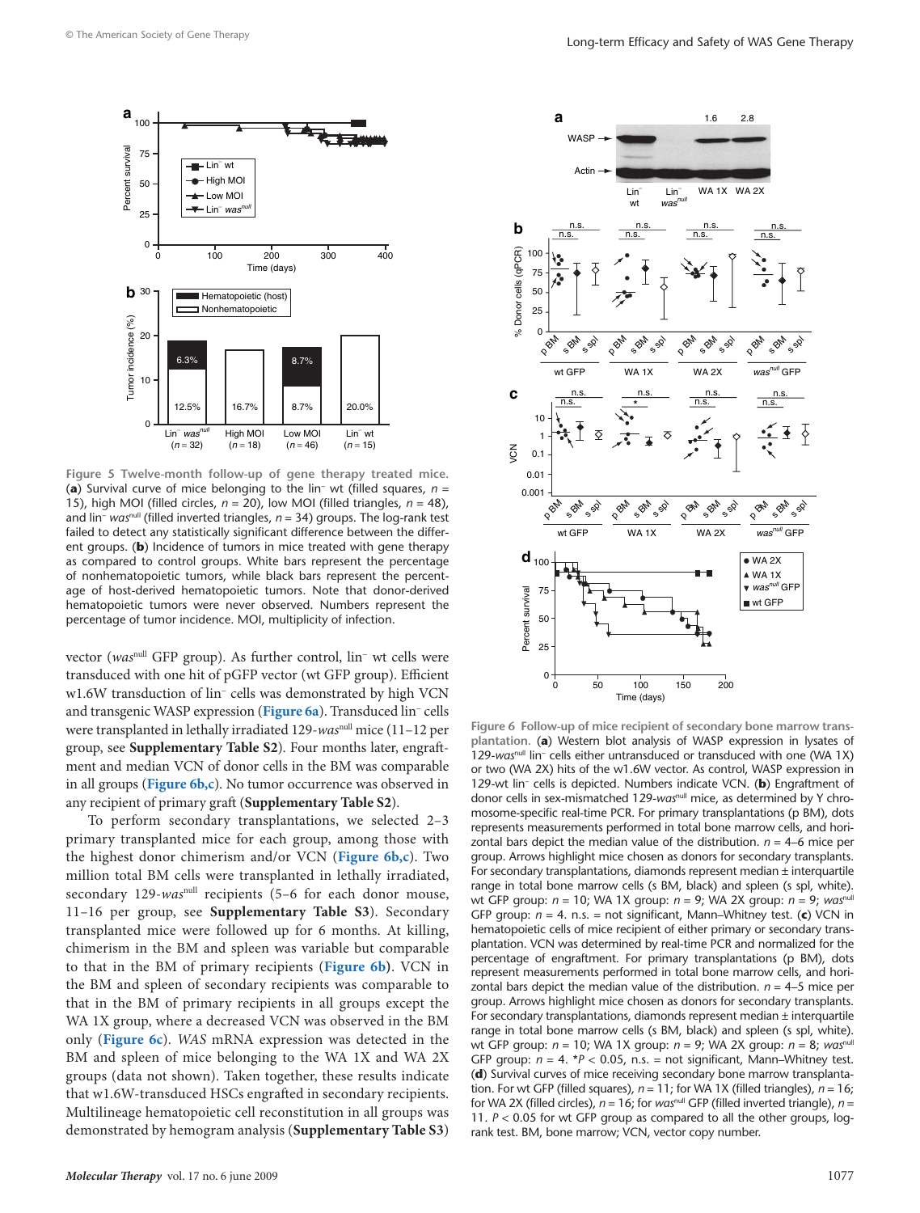Figure 5 Twelve-month follow-up of gene therapy treated mice. (**a**) Survival curve of mice belonging to the lin⁻ wt (filled squares, $n$ = 15), high MOI (filled circles, $n$ = 20), low MOI (filled triangles, $n$ = 48), and lin⁻ $was^{null}$ (filled inverted triangles, $n$ = 34) groups. The log-rank test failed to detect any statistically significant difference between the different groups. (**b**) Incidence of tumors in mice treated with gene therapy as compared to control groups. White bars represent the percentage of nonhematopoietic tumors, while black bars represent the percentage of host-derived hematopoietic tumors. Note that donor-derived hematopoietic tumors were never observed. Numbers represent the percentage of tumor incidence. MOI, multiplicity of infection.

vector ($was^{null}$ GFP group). As further control, lin⁻ wt cells were transduced with one hit of pGFP vector (wt GFP group). Efficient w1.6W transduction of lin⁻ cells was demonstrated by high VCN and transgenic WASP expression (**Figure 6a**). Transduced lin⁻ cells were transplanted in lethally irradiated 129-$was^{null}$ mice (11–12 per group, see **Supplementary Table S2**). Four months later, engraftment and median VCN of donor cells in the BM was comparable in all groups (**Figure 6b,c**). No tumor occurrence was observed in any recipient of primary graft (**Supplementary Table S2**).

To perform secondary transplantations, we selected 2–3 primary transplanted mice for each group, among those with the highest donor chimerism and/or VCN (**Figure 6b,c**). Two million total BM cells were transplanted in lethally irradiated, secondary 129-$was^{null}$ recipients (5–6 for each donor mouse, 11–16 per group, see **Supplementary Table S3**). Secondary transplanted mice were followed up for 6 months. At killing, chimerism in the BM and spleen was variable but comparable to that in the BM of primary recipients (**Figure 6b**). VCN in the BM and spleen of secondary recipients was comparable to that in the BM of primary recipients in all groups except the WA 1X group, where a decreased VCN was observed in the BM only (**Figure 6c**). *WAS* mRNA expression was detected in the BM and spleen of mice belonging to the WA 1X and WA 2X groups (data not shown). Taken together, these results indicate that w1.6W-transduced HSCs engrafted in secondary recipients. Multilineage hematopoietic cell reconstitution in all groups was demonstrated by hemogram analysis (**Supplementary Table S3**)

Figure 6 Follow-up of mice recipient of secondary bone marrow transplantation. (**a**) Western blot analysis of WASP expression in lysates of 129-$was^{null}$ lin⁻ cells either untransduced or transduced with one (WA 1X) or two (WA 2X) hits of the w1.6W vector. As control, WASP expression in 129-wt lin⁻ cells is depicted. Numbers indicate VCN. (**b**) Engraftment of donor cells in sex-mismatched 129-$was^{null}$ mice, as determined by Y chromosome-specific real-time PCR. For primary transplantations (p BM), dots represents measurements performed in total bone marrow cells, and horizontal bars depict the median value of the distribution. $n$ = 4–6 mice per group. Arrows highlight mice chosen as donors for secondary transplants. For secondary transplantations, diamonds represent median ± interquartile range in total bone marrow cells (s BM, black) and spleen (s spl, white). wt GFP group: $n$ = 10; WA 1X group: $n$ = 9; WA 2X group: $n$ = 9; $was^{null}$ GFP group: $n$ = 4. n.s. = not significant, Mann–Whitney test. (**c**) VCN in hematopoietic cells of mice recipient of either primary or secondary transplantation. VCN was determined by real-time PCR and normalized for the percentage of engraftment. For primary transplantations (p BM), dots represent measurements performed in total bone marrow cells, and horizontal bars depict the median value of the distribution. $n$ = 4–5 mice per group. Arrows highlight mice chosen as donors for secondary transplants. For secondary transplantations, diamonds represent median ± interquartile range in total bone marrow cells (s BM, black) and spleen (s spl, white). wt GFP group: $n$ = 10; WA 1X group: $n$ = 9; WA 2X group: $n$ = 8; $was^{null}$ GFP group: $n$ = 4. *$P < 0.05$, n.s. = not significant, Mann–Whitney test. (**d**) Survival curves of mice receiving secondary bone marrow transplantation. For wt GFP (filled squares), $n$ = 11; for WA 1X (filled triangles), $n$ = 16; for WA 2X (filled circles), $n$ = 16; for $was^{null}$ GFP (filled inverted triangle), $n$ = 11. $P < 0.05$ for wt GFP group as compared to all the other groups, log-rank test. BM, bone marrow; VCN, vector copy number.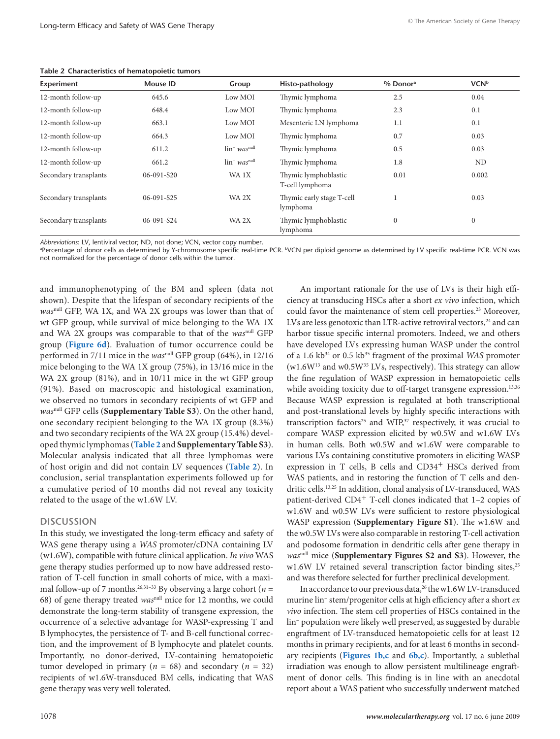**Table 2 Characteristics of hematopoietic tumors**

| Experiment | Mouse ID | Group | Histo-pathology | % Donor[a] | VCN[b] |
|---|---|---|---|---|---|
| 12-month follow-up | 645.6 | Low MOI | Thymic lymphoma | 2.5 | 0.04 |
| 12-month follow-up | 648.4 | Low MOI | Thymic lymphoma | 2.3 | 0.1 |
| 12-month follow-up | 663.1 | Low MOI | Mesenteric LN lymphoma | 1.1 | 0.1 |
| 12-month follow-up | 664.3 | Low MOI | Thymic lymphoma | 0.7 | 0.03 |
| 12-month follow-up | 611.2 | lin⁻ *was*[null] | Thymic lymphoma | 0.5 | 0.03 |
| 12-month follow-up | 661.2 | lin⁻ *was*[null] | Thymic lymphoma | 1.8 | ND |
| Secondary transplants | 06-091-S20 | WA 1X | Thymic lymphoblastic T-cell lymphoma | 0.01 | 0.002 |
| Secondary transplants | 06-091-S25 | WA 2X | Thymic early stage T-cell lymphoma | 1 | 0.03 |
| Secondary transplants | 06-091-S24 | WA 2X | Thymic lymphoblastic lymphoma | 0 | 0 |

*Abbreviations*: LV, lentiviral vector; ND, not done; VCN, vector copy number.
[a]Percentage of donor cells as determined by Y-chromosome specific real-time PCR. [b]VCN per diploid genome as determined by LV specific real-time PCR. VCN was not normalized for the percentage of donor cells within the tumor.

and immunophenotyping of the BM and spleen (data not shown). Despite that the lifespan of secondary recipients of the *was*[null] GFP, WA 1X, and WA 2X groups was lower than that of wt GFP group, while survival of mice belonging to the WA 1X and WA 2X groups was comparable to that of the *was*[null] GFP group (**Figure 6d**). Evaluation of tumor occurrence could be performed in 7/11 mice in the *was*[null] GFP group (64%), in 12/16 mice belonging to the WA 1X group (75%), in 13/16 mice in the WA 2X group (81%), and in 10/11 mice in the wt GFP group (91%). Based on macroscopic and histological examination, we observed no tumors in secondary recipients of wt GFP and *was*[null] GFP cells (**Supplementary Table S3**). On the other hand, one secondary recipient belonging to the WA 1X group (8.3%) and two secondary recipients of the WA 2X group (15.4%) developed thymic lymphomas (**Table 2** and **Supplementary Table S3**). Molecular analysis indicated that all three lymphomas were of host origin and did not contain LV sequences (**Table 2**). In conclusion, serial transplantation experiments followed up for a cumulative period of 10 months did not reveal any toxicity related to the usage of the w1.6W LV.

## DISCUSSION

In this study, we investigated the long-term efficacy and safety of WAS gene therapy using a *WAS* promoter/cDNA containing LV (w1.6W), compatible with future clinical application. *In vivo* WAS gene therapy studies performed up to now have addressed restoration of T-cell function in small cohorts of mice, with a maximal follow-up of 7 months.[26,31–33] By observing a large cohort ($n$ = 68) of gene therapy treated *was*[null] mice for 12 months, we could demonstrate the long-term stability of transgene expression, the occurrence of a selective advantage for WASP-expressing T and B lymphocytes, the persistence of T- and B-cell functional correction, and the improvement of B lymphocyte and platelet counts. Importantly, no donor-derived, LV-containing hematopoietic tumor developed in primary ($n$ = 68) and secondary ($n$ = 32) recipients of w1.6W-transduced BM cells, indicating that WAS gene therapy was very well tolerated.

An important rationale for the use of LVs is their high efficiency at transducing HSCs after a short *ex vivo* infection, which could favor the maintenance of stem cell properties.[23] Moreover, LVs are less genotoxic than LTR-active retroviral vectors,[24] and can harbor tissue specific internal promoters. Indeed, we and others have developed LVs expressing human WASP under the control of a 1.6 kb[34] or 0.5 kb[35] fragment of the proximal *WAS* promoter (w1.6W[13] and w0.5W[35] LVs, respectively). This strategy can allow the fine regulation of WASP expression in hematopoietic cells while avoiding toxicity due to off-target transgene expression.[13,36] Because WASP expression is regulated at both transcriptional and post-translational levels by highly specific interactions with transcription factors[25] and WIP,[37] respectively, it was crucial to compare WASP expression elicited by w0.5W and w1.6W LVs in human cells. Both w0.5W and w1.6W were comparable to various LVs containing constitutive promoters in eliciting WASP expression in T cells, B cells and CD34$^+$ HSCs derived from WAS patients, and in restoring the function of T cells and dendritic cells.[13,25] In addition, clonal analysis of LV-transduced, WAS patient-derived CD4$^+$ T-cell clones indicated that 1–2 copies of w1.6W and w0.5W LVs were sufficient to restore physiological WASP expression (**Supplementary Figure S1**). The w1.6W and the w0.5W LVs were also comparable in restoring T-cell activation and podosome formation in dendritic cells after gene therapy in *was*[null] mice (**Supplementary Figures S2 and S3**). However, the w1.6W LV retained several transcription factor binding sites,[25] and was therefore selected for further preclinical development.

In accordance to our previous data,[26] the w1.6W LV-transduced murine lin⁻ stem/progenitor cells at high efficiency after a short *ex vivo* infection. The stem cell properties of HSCs contained in the lin⁻ population were likely well preserved, as suggested by durable engraftment of LV-transduced hematopoietic cells for at least 12 months in primary recipients, and for at least 6 months in secondary recipients (**Figures 1b,c** and **6b,c**). Importantly, a sublethal irradiation was enough to allow persistent multilineage engraftment of donor cells. This finding is in line with an anecdotal report about a WAS patient who successfully underwent matched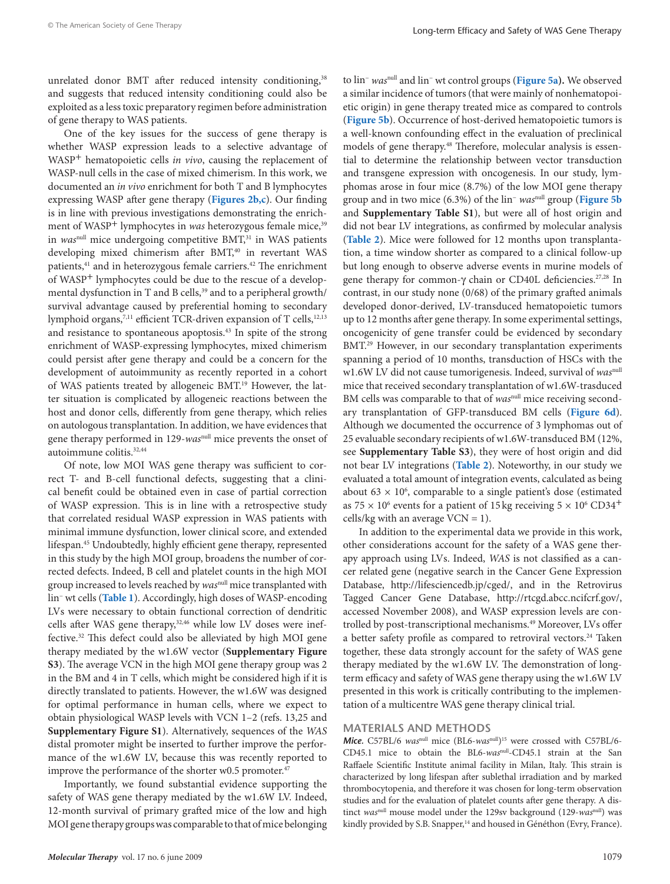unrelated donor BMT after reduced intensity conditioning,[38] and suggests that reduced intensity conditioning could also be exploited as a less toxic preparatory regimen before administration of gene therapy to WAS patients.

One of the key issues for the success of gene therapy is whether WASP expression leads to a selective advantage of WASP$^+$ hematopoietic cells *in vivo*, causing the replacement of WASP-null cells in the case of mixed chimerism. In this work, we documented an *in vivo* enrichment for both T and B lymphocytes expressing WASP after gene therapy (**Figures 2b,c**). Our finding is in line with previous investigations demonstrating the enrichment of WASP$^+$ lymphocytes in *was* heterozygous female mice,[39] in *was*$^{null}$ mice undergoing competitive BMT,[31] in WAS patients developing mixed chimerism after BMT,[40] in revertant WAS patients,[41] and in heterozygous female carriers.[42] The enrichment of WASP$^+$ lymphocytes could be due to the rescue of a developmental dysfunction in T and B cells,[39] and to a peripheral growth/survival advantage caused by preferential homing to secondary lymphoid organs,[7,11] efficient TCR-driven expansion of T cells,[12,13] and resistance to spontaneous apoptosis.[43] In spite of the strong enrichment of WASP-expressing lymphocytes, mixed chimerism could persist after gene therapy and could be a concern for the development of autoimmunity as recently reported in a cohort of WAS patients treated by allogeneic BMT.[19] However, the latter situation is complicated by allogeneic reactions between the host and donor cells, differently from gene therapy, which relies on autologous transplantation. In addition, we have evidences that gene therapy performed in 129-*was*$^{null}$ mice prevents the onset of autoimmune colitis.[32,44]

Of note, low MOI WAS gene therapy was sufficient to correct T- and B-cell functional defects, suggesting that a clinical benefit could be obtained even in case of partial correction of WASP expression. This is in line with a retrospective study that correlated residual WASP expression in WAS patients with minimal immune dysfunction, lower clinical score, and extended lifespan.[45] Undoubtedly, highly efficient gene therapy, represented in this study by the high MOI group, broadens the number of corrected defects. Indeed, B cell and platelet counts in the high MOI group increased to levels reached by *was*$^{null}$ mice transplanted with lin$^-$ wt cells (**Table 1**). Accordingly, high doses of WASP-encoding LVs were necessary to obtain functional correction of dendritic cells after WAS gene therapy,[32,46] while low LV doses were ineffective.[32] This defect could also be alleviated by high MOI gene therapy mediated by the w1.6W vector (**Supplementary Figure S3**). The average VCN in the high MOI gene therapy group was 2 in the BM and 4 in T cells, which might be considered high if it is directly translated to patients. However, the w1.6W was designed for optimal performance in human cells, where we expect to obtain physiological WASP levels with VCN 1–2 (refs. 13,25 and **Supplementary Figure S1**). Alternatively, sequences of the *WAS* distal promoter might be inserted to further improve the performance of the w1.6W LV, because this was recently reported to improve the performance of the shorter w0.5 promoter.[47]

Importantly, we found substantial evidence supporting the safety of WAS gene therapy mediated by the w1.6W LV. Indeed, 12-month survival of primary grafted mice of the low and high MOI gene therapy groups was comparable to that of mice belonging to lin$^-$ *was*$^{null}$ and lin$^-$ wt control groups (**Figure 5a**). We observed a similar incidence of tumors (that were mainly of nonhematopoietic origin) in gene therapy treated mice as compared to controls (**Figure 5b**). Occurrence of host-derived hematopoietic tumors is a well-known confounding effect in the evaluation of preclinical models of gene therapy.[48] Therefore, molecular analysis is essential to determine the relationship between vector transduction and transgene expression with oncogenesis. In our study, lymphomas arose in four mice (8.7%) of the low MOI gene therapy group and in two mice (6.3%) of the lin$^-$ *was*$^{null}$ group (**Figure 5b** and **Supplementary Table S1**), but were all of host origin and did not bear LV integrations, as confirmed by molecular analysis (**Table 2**). Mice were followed for 12 months upon transplantation, a time window shorter as compared to a clinical follow-up but long enough to observe adverse events in murine models of gene therapy for common-γ chain or CD40L deficiencies.[27,28] In contrast, in our study none (0/68) of the primary grafted animals developed donor-derived, LV-transduced hematopoietic tumors up to 12 months after gene therapy. In some experimental settings, oncogenicity of gene transfer could be evidenced by secondary BMT.[29] However, in our secondary transplantation experiments spanning a period of 10 months, transduction of HSCs with the w1.6W LV did not cause tumorigenesis. Indeed, survival of *was*$^{null}$ mice that received secondary transplantation of w1.6W-trasduced BM cells was comparable to that of *was*$^{null}$ mice receiving secondary transplantation of GFP-transduced BM cells (**Figure 6d**). Although we documented the occurrence of 3 lymphomas out of 25 evaluable secondary recipients of w1.6W-transduced BM (12%, see **Supplementary Table S3**), they were of host origin and did not bear LV integrations (**Table 2**). Noteworthy, in our study we evaluated a total amount of integration events, calculated as being about $63 \times 10^6$, comparable to a single patient's dose (estimated as $75 \times 10^6$ events for a patient of 15 kg receiving $5 \times 10^6$ CD34$^+$ cells/kg with an average VCN = 1).

In addition to the experimental data we provide in this work, other considerations account for the safety of a WAS gene therapy approach using LVs. Indeed, *WAS* is not classified as a cancer related gene (negative search in the Cancer Gene Expression Database, http://lifesciencedb.jp/cged/, and in the Retrovirus Tagged Cancer Gene Database, http://rtcgd.abcc.ncifcrf.gov/, accessed November 2008), and WASP expression levels are controlled by post-transcriptional mechanisms.[49] Moreover, LVs offer a better safety profile as compared to retroviral vectors.[24] Taken together, these data strongly account for the safety of WAS gene therapy mediated by the w1.6W LV. The demonstration of long-term efficacy and safety of WAS gene therapy using the w1.6W LV presented in this work is critically contributing to the implementation of a multicentre WAS gene therapy clinical trial.

## MATERIALS AND METHODS

***Mice.*** C57BL/6 *was*$^{null}$ mice (BL6-*was*$^{null}$)[15] were crossed with C57BL/6-CD45.1 mice to obtain the BL6-*was*$^{null}$-CD45.1 strain at the San Raffaele Scientific Institute animal facility in Milan, Italy. This strain is characterized by long lifespan after sublethal irradiation and by marked thrombocytopenia, and therefore it was chosen for long-term observation studies and for the evaluation of platelet counts after gene therapy. A distinct *was*$^{null}$ mouse model under the 129sv background (129-*was*$^{null}$) was kindly provided by S.B. Snapper,[14] and housed in Généthon (Evry, France).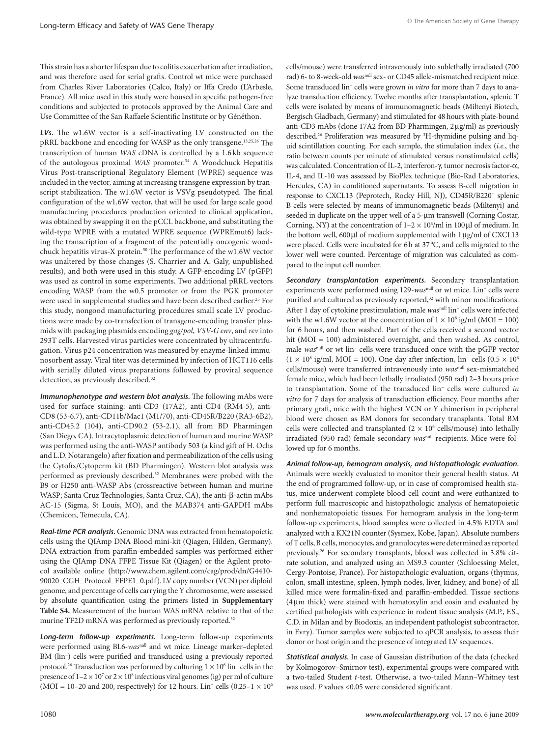This strain has a shorter lifespan due to colitis exacerbation after irradiation, and was therefore used for serial grafts. Control wt mice were purchased from Charles River Laboratories (Calco, Italy) or Iffa Credo (L'Arbesle, France). All mice used in this study were housed in specific pathogen-free conditions and subjected to protocols approved by the Animal Care and Use Committee of the San Raffaele Scientific Institute or by Généthon.

***LVs.*** The w1.6W vector is a self-inactivating LV constructed on the pRRL backbone and encoding for WASP as the only transgene.[13,25,26] The transcription of human *WAS* cDNA is controlled by a 1.6 kb sequence of the autologous proximal *WAS* promoter.[34] A Woodchuck Hepatitis Virus Post-transcriptional Regulatory Element (WPRE) sequence was included in the vector, aiming at increasing transgene expression by transcript stabilization. The w1.6W vector is VSVg pseudotyped. The final configuration of the w1.6W vector, that will be used for large scale good manufacturing procedures production oriented to clinical application, was obtained by swapping it on the pCCL backbone, and substituting the wild-type WPRE with a mutated WPRE sequence (WPREmut6) lacking the transcription of a fragment of the potentially oncogenic woodchuck hepatitis virus-X protein.[50] The performance of the w1.6W vector was unaltered by those changes (S. Charrier and A. Galy, unpublished results), and both were used in this study. A GFP-encoding LV (pGFP) was used as control in some experiments. Two additional pRRL vectors encoding WASP from the w0.5 promoter or from the PGK promoter were used in supplemental studies and have been described earlier.[25] For this study, nongood manufacturing procedures small scale LV productions were made by co-transfection of transgene-encoding transfer plasmids with packaging plasmids encoding *gag/pol*, *VSV-G env*, and *rev* into 293T cells. Harvested virus particles were concentrated by ultracentrifugation. Virus p24 concentration was measured by enzyme-linked immunosorbent assay. Viral titer was determined by infection of HCT116 cells with serially diluted virus preparations followed by proviral sequence detection, as previously described.[32]

***Immunophenotype and western blot analysis.*** The following mAbs were used for surface staining: anti-CD3 (17A2), anti-CD4 (RM4-5), anti-CD8 (53-6.7), anti-CD11b/Mac1 (M1/70), anti-CD45R/B220 (RA3-6B2), anti-CD45.2 (104), anti-CD90.2 (53-2.1), all from BD Pharmingen (San Diego, CA). Intracytoplasmic detection of human and murine WASP was performed using the anti-WASP antibody 503 (a kind gift of H. Ochs and L.D. Notarangelo) after fixation and permeabilization of the cells using the Cytofix/Cytoperm kit (BD Pharmingen). Western blot analysis was performed as previously described.[32] Membranes were probed with the B9 or H250 anti-WASP Abs (crossreactive between human and murine WASP; Santa Cruz Technologies, Santa Cruz, CA), the anti-β-actin mAbs AC-15 (Sigma, St Louis, MO), and the MAB374 anti-GAPDH mAbs (Chemicon, Temecula, CA).

***Real-time PCR analysis.*** Genomic DNA was extracted from hematopoietic cells using the QIAmp DNA Blood mini-kit (Qiagen, Hilden, Germany). DNA extraction from paraffin-embedded samples was performed either using the QIAmp DNA FFPE Tissue Kit (Qiagen) or the Agilent protocol available online (http://www.chem.agilent.com/cag/prod/dn/G4410-90020_CGH_Protocol_FFPE1_0.pdf). LV copy number (VCN) per diploid genome, and percentage of cells carrying the Y chromosome, were assessed by absolute quantification using the primers listed in **Supplementary Table S4.** Measurement of the human WAS mRNA relative to that of the murine TF2D mRNA was performed as previously reported.[32]

***Long-term follow-up experiments.*** Long-term follow-up experiments were performed using BL6-*was*[null] and wt mice. Lineage marker–depleted BM (lin⁻) cells were purified and transduced using a previously reported protocol.[26] Transduction was performed by culturing $1 \times 10^6$ lin⁻ cells in the presence of $1–2 \times 10^7$ or $2 \times 10^8$ infectious viral genomes (ig) per ml of culture (MOI = 10–20 and 200, respectively) for 12 hours. Lin⁻ cells ($0.25–1 \times 10^6$ cells/mouse) were transferred intravenously into sublethally irradiated (700 rad) 6- to 8-week-old *was*[null] sex- or CD45 allele-mismatched recipient mice. Some transduced lin⁻ cells were grown *in vitro* for more than 7 days to analyze transduction efficiency. Twelve months after transplantation, splenic T cells were isolated by means of immunomagnetic beads (Miltenyi Biotech, Bergisch Gladbach, Germany) and stimulated for 48 hours with plate-bound anti-CD3 mAbs (clone 17A2 from BD Pharmingen, 2 μg/ml) as previously described.[26] Proliferation was measured by $^3$H-thymidine pulsing and liquid scintillation counting. For each sample, the stimulation index (*i.e.*, the ratio between counts per minute of stimulated versus nonstimulated cells) was calculated. Concentration of IL-2, interferon-γ, tumor necrosis factor-α, IL-4, and IL-10 was assessed by BioPlex technique (Bio-Rad Laboratories, Hercules, CA) in conditioned supernatants. To assess B-cell migration in response to CXCL13 (Peprotech, Rocky Hill, NJ), CD45R/B220⁺ splenic B cells were selected by means of immunomagnetic beads (Miltenyi) and seeded in duplicate on the upper well of a 5-μm transwell (Corning Costar, Corning, NY) at the concentration of $1–2 \times 10^6$/ml in 100 μl of medium. In the bottom well, 600 μl of medium supplemented with 1 μg/ml of CXCL13 were placed. Cells were incubated for 6 h at 37 °C, and cells migrated to the lower well were counted. Percentage of migration was calculated as compared to the input cell number.

***Secondary transplantation experiments.*** Secondary transplantation experiments were performed using 129-*was*[null] or wt mice. Lin⁻ cells were purified and cultured as previously reported,[32] with minor modifications. After 1 day of cytokine prestimulation, male *was*[null] lin⁻ cells were infected with the w1.6W vector at the concentration of $1 \times 10^8$ ig/ml (MOI = 100) for 6 hours, and then washed. Part of the cells received a second vector hit (MOI = 100) administered overnight, and then washed. As control, male *was*[null] or wt lin⁻ cells were transduced once with the pGFP vector ($1 \times 10^8$ ig/ml, MOI = 100). One day after infection, lin⁻ cells ($0.5 \times 10^6$ cells/mouse) were transferred intravenously into *was*[null] sex-mismatched female mice, which had been lethally irradiated (950 rad) 2–3 hours prior to transplantation. Some of the transduced lin⁻ cells were cultured *in vitro* for 7 days for analysis of transduction efficiency. Four months after primary graft, mice with the highest VCN or Y chimerism in peripheral blood were chosen as BM donors for secondary transplants. Total BM cells were collected and transplanted ($2 \times 10^6$ cells/mouse) into lethally irradiated (950 rad) female secondary *was*[null] recipients. Mice were followed up for 6 months.

***Animal follow-up, hemogram analysis, and histopathologic evaluation.*** Animals were weekly evaluated to monitor their general health status. At the end of programmed follow-up, or in case of compromised health status, mice underwent complete blood cell count and were euthanized to perform full macroscopic and histopathologic analysis of hematopoietic and nonhematopoietic tissues. For hemogram analysis in the long-term follow-up experiments, blood samples were collected in 4.5% EDTA and analyzed with a KX21N counter (Sysmex, Kobe, Japan). Absolute numbers of T cells, B cells, monocytes, and granulocytes were determined as reported previously.[26] For secondary transplants, blood was collected in 3.8% citrate solution, and analyzed using an MS9.3 counter (Schloessing Melet, Cergy-Pontoise, France). For histopathologic evaluation, organs (thymus, colon, small intestine, spleen, lymph nodes, liver, kidney, and bone) of all killed mice were formalin-fixed and paraffin-embedded. Tissue sections (4 μm thick) were stained with hematoxylin and eosin and evaluated by certified pathologists with experience in rodent tissue analysis (M.P., F.S., C.D. in Milan and by Biodoxis, an independent pathologist subcontractor, in Evry). Tumor samples were subjected to qPCR analysis, to assess their donor or host origin and the presence of integrated LV sequences.

***Statistical analysis.*** In case of Gaussian distribution of the data (checked by Kolmogorov–Smirnov test), experimental groups were compared with a two-tailed Student *t*-test. Otherwise, a two-tailed Mann–Whitney test was used. *P* values <0.05 were considered significant.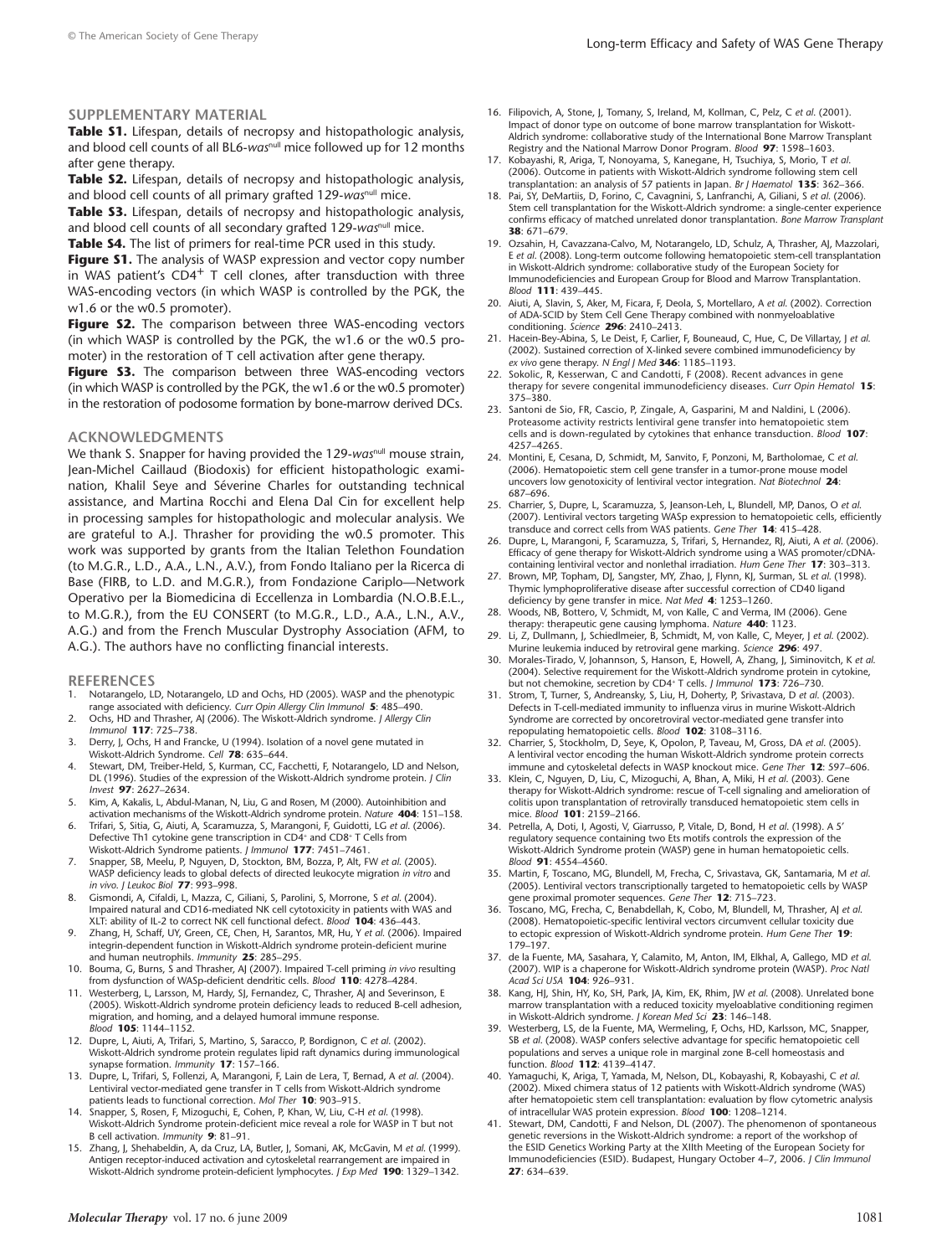## SUPPLEMENTARY MATERIAL

**Table S1.** Lifespan, details of necropsy and histopathologic analysis, and blood cell counts of all BL6-*was*[null] mice followed up for 12 months after gene therapy.

**Table S2.** Lifespan, details of necropsy and histopathologic analysis, and blood cell counts of all primary grafted 129-*was*[null] mice.

**Table S3.** Lifespan, details of necropsy and histopathologic analysis, and blood cell counts of all secondary grafted 129-*was*[null] mice.

**Table S4.** The list of primers for real-time PCR used in this study.

**Figure S1.** The analysis of WASP expression and vector copy number in WAS patient's CD4$^+$ T cell clones, after transduction with three WAS-encoding vectors (in which WASP is controlled by the PGK, the w1.6 or the w0.5 promoter).

**Figure S2.** The comparison between three WAS-encoding vectors (in which WASP is controlled by the PGK, the w1.6 or the w0.5 promoter) in the restoration of T cell activation after gene therapy.

**Figure S3.** The comparison between three WAS-encoding vectors (in which WASP is controlled by the PGK, the w1.6 or the w0.5 promoter) in the restoration of podosome formation by bone-marrow derived DCs.

## ACKNOWLEDGMENTS

We thank S. Snapper for having provided the 129-*was*[null] mouse strain, Jean-Michel Caillaud (Biodoxis) for efficient histopathologic examination, Khalil Seye and Séverine Charles for outstanding technical assistance, and Martina Rocchi and Elena Dal Cin for excellent help in processing samples for histopathologic and molecular analysis. We are grateful to A.J. Thrasher for providing the w0.5 promoter. This work was supported by grants from the Italian Telethon Foundation (to M.G.R., L.D., A.A., L.N., A.V.), from Fondo Italiano per la Ricerca di Base (FIRB, to L.D. and M.G.R.), from Fondazione Cariplo—Network Operativo per la Biomedicina di Eccellenza in Lombardia (N.O.B.E.L.L., to M.G.R.), from the EU CONSERT (to M.G.R., L.D., A.A., L.N., A.V., A.G.) and from the French Muscular Dystrophy Association (AFM, to A.G.). The authors have no conflicting financial interests.

## REFERENCES

1. Notarangelo, LD, Notarangelo, LD and Ochs, HD (2005). WASP and the phenotypic range associated with deficiency. *Curr Opin Allergy Clin Immunol* **5**: 485–490.
2. Ochs, HD and Thrasher, AJ (2006). The Wiskott-Aldrich syndrome. *J Allergy Clin Immunol* **117**: 725–738.
3. Derry, J, Ochs, H and Francke, U (1994). Isolation of a novel gene mutated in Wiskott-Aldrich Syndrome. *Cell* **78**: 635–644.
4. Stewart, DM, Treiber-Held, S, Kurman, CC, Facchetti, F, Notarangelo, LD and Nelson, DL (1996). Studies of the expression of the Wiskott-Aldrich syndrome protein. *J Clin Invest* **97**: 2627–2634.
5. Kim, A, Kakalis, L, Abdul-Manan, N, Liu, G and Rosen, M (2000). Autoinhibition and activation mechanisms of the Wiskott-Aldrich syndrome protein. *Nature* **404**: 151–158.
6. Trifari, S, Sitia, G, Aiuti, A, Scaramuzza, S, Marangoni, F, Guidotti, LG *et al.* (2006). Defective Th1 cytokine gene transcription in CD4+ and CD8+ T Cells from Wiskott-Aldrich Syndrome patients. *J Immunol* **177**: 7451–7461.
7. Snapper, SB, Meelu, P, Nguyen, D, Stockton, BM, Bozza, P, Alt, FW *et al.* (2005). WASP deficiency leads to global defects of directed leukocyte migration *in vitro* and *in vivo*. *J Leukoc Biol* **77**: 993–998.
8. Gismondi, A, Cifaldi, L, Mazza, C, Giliani, S, Parolini, S, Morrone, S *et al.* (2004). Impaired natural and CD16-mediated NK cell cytotoxicity in patients with WAS and XLT: ability of IL-2 to correct NK cell functional defect. *Blood* **104**: 436–443.
9. Zhang, H, Schaff, UY, Green, CE, Chen, H, Sarantos, MR, Hu, Y *et al.* (2006). Impaired integrin-dependent function in Wiskott-Aldrich syndrome protein-deficient murine and human neutrophils. *Immunity* **25**: 285–295.
10. Bouma, G, Burns, S and Thrasher, AJ (2007). Impaired T-cell priming *in vivo* resulting from dysfunction of WASp-deficient dendritic cells. *Blood* **110**: 4278–4284.
11. Westerberg, L, Larsson, M, Hardy, SJ, Fernandez, C, Thrasher, AJ and Severinson, E (2005). Wiskott-Aldrich syndrome protein deficiency leads to reduced B-cell adhesion, migration, and homing, and a delayed humoral immune response. *Blood* **105**: 1144–1152.
12. Dupre, L, Aiuti, A, Trifari, S, Martino, S, Saracco, P, Bordignon, C *et al.* (2002). Wiskott-Aldrich syndrome protein regulates lipid raft dynamics during immunological synapse formation. *Immunity* **17**: 157–166.
13. Dupre, L, Trifari, S, Follenzi, A, Marangoni, F, Lain de Lera, T, Bernad, A *et al.* (2004). Lentiviral vector-mediated gene transfer in T cells from Wiskott-Aldrich syndrome patients leads to functional correction. *Mol Ther* **10**: 903–915.
14. Snapper, S, Rosen, F, Mizoguchi, E, Cohen, P, Khan, W, Liu, C-H *et al.* (1998). Wiskott-Aldrich Syndrome protein-deficient mice reveal a role for WASP in T but not B cell activation. *Immunity* **9**: 81–91.
15. Zhang, J, Shehabeldin, A, da Cruz, LA, Butler, J, Somani, AK, McGavin, M *et al.* (1999). Antigen receptor-induced activation and cytoskeletal rearrangement are impaired in Wiskott-Aldrich syndrome protein-deficient lymphocytes. *J Exp Med* **190**: 1329–1342.
16. Filipovich, A, Stone, J, Tomany, S, Ireland, M, Kollman, C, Pelz, C *et al.* (2001). Impact of donor type on outcome of bone marrow transplantation for Wiskott-Aldrich syndrome: collaborative study of the International Bone Marrow Transplant Registry and the National Marrow Donor Program. *Blood* **97**: 1598–1603.
17. Kobayashi, R, Ariga, T, Nonoyama, S, Kanegane, H, Tsuchiya, S, Morio, T *et al.* (2006). Outcome in patients with Wiskott-Aldrich syndrome following stem cell transplantation: an analysis of 57 patients in Japan. *Br J Haematol* **135**: 362–366.
18. Pai, SY, DeMartiis, D, Forino, C, Cavagnini, S, Lanfranchi, A, Giliani, S *et al.* (2006). Stem cell transplantation for the Wiskott-Aldrich syndrome: a single-center experience confirms efficacy of matched unrelated donor transplantation. *Bone Marrow Transplant* **38**: 671–679.
19. Ozsahin, H, Cavazzana-Calvo, M, Notarangelo, LD, Schulz, A, Thrasher, AJ, Mazzolari, E *et al.* (2008). Long-term outcome following hematopoietic stem-cell transplantation in Wiskott-Aldrich syndrome: collaborative study of the European Society for Immunodeficiencies and European Group for Blood and Marrow Transplantation. *Blood* **111**: 439–445.
20. Aiuti, A, Slavin, S, Aker, M, Ficara, F, Deola, S, Mortellaro, A *et al.* (2002). Correction of ADA-SCID by Stem Cell Gene Therapy combined with nonmyeloablative conditioning. *Science* **296**: 2410–2413.
21. Hacein-Bey-Abina, S, Le Deist, F, Carlier, F, Bouneaud, C, Hue, C, De Villartay, J *et al.* (2002). Sustained correction of X-linked severe combined immunodeficiency by *ex vivo* gene therapy. *N Engl J Med* **346**: 1185–1193.
22. Sokolic, R, Kesserwan, C and Candotti, F (2008). Recent advances in gene therapy for severe congenital immunodeficiency diseases. *Curr Opin Hematol* **15**: 375–380.
23. Santoni de Sio, FR, Cascio, P, Zingale, A, Gasparini, M and Naldini, L (2006). Proteasome activity restricts lentiviral gene transfer into hematopoietic stem cells and is down-regulated by cytokines that enhance transduction. *Blood* **107**: 4257–4265.
24. Montini, E, Cesana, D, Schmidt, M, Sanvito, F, Ponzoni, M, Bartholomae, C *et al.* (2006). Hematopoietic stem cell gene transfer in a tumor-prone mouse model uncovers low genotoxicity of lentiviral vector integration. *Nat Biotechnol* **24**: 687–696.
25. Charrier, S, Dupre, L, Scaramuzza, S, Jeanson-Leh, L, Blundell, MP, Danos, O *et al.* (2007). Lentiviral vectors targeting WASp expression to hematopoietic cells, efficiently transduce and correct cells from WAS patients. *Gene Ther* **14**: 415–428.
26. Dupre, L, Marangoni, F, Scaramuzza, S, Trifari, S, Hernandez, RJ, Aiuti, A *et al.* (2006). Efficacy of gene therapy for Wiskott-Aldrich syndrome using a WAS promoter/cDNA-containing lentiviral vector and nonlethal irradiation. *Hum Gene Ther* **17**: 303–313.
27. Brown, MP, Topham, DJ, Sangster, MY, Zhao, J, Flynn, KJ, Surman, SL *et al.* (1998). Thymic lymphoproliferative disease after successful correction of CD40 ligand deficiency by gene transfer in mice. *Nat Med* **4**: 1253–1260.
28. Woods, NB, Bottero, V, Schmidt, M, von Kalle, C and Verma, IM (2006). Gene therapy: therapeutic gene causing lymphoma. *Nature* **440**: 1123.
29. Li, Z, Dullmann, J, Schiedlmeier, B, Schmidt, M, von Kalle, C, Meyer, J *et al.* (2002). Murine leukemia induced by retroviral gene marking. *Science* **296**: 497.
30. Morales-Tirado, V, Johannson, S, Hanson, E, Howell, A, Zhang, J, Siminovitch, K *et al.* (2004). Selective requirement for the Wiskott-Aldrich syndrome protein in cytokine, but not chemokine, secretion by CD4+ T cells. *J Immunol* **173**: 726–730.
31. Strom, T, Turner, S, Andreansky, S, Liu, H, Doherty, P, Srivastava, D *et al.* (2003). Defects in T-cell-mediated immunity to influenza virus in murine Wiskott-Aldrich Syndrome are corrected by oncoretroviral vector-mediated gene transfer into repopulating hematopoietic cells. *Blood* **102**: 3108–3116.
32. Charrier, S, Stockholm, D, Seye, K, Opolon, P, Taveau, M, Gross, DA *et al.* (2005). A lentiviral vector encoding the human Wiskott-Aldrich syndrome protein corrects immune and cytoskeletal defects in WASP knockout mice. *Gene Ther* **12**: 597–606.
33. Klein, C, Nguyen, D, Liu, C, Mizoguchi, A, Bhan, A, Miki, H *et al.* (2003). Gene therapy for Wiskott-Aldrich syndrome: rescue of T-cell signaling and amelioration of colitis upon transplantation of retrovirally transduced hematopoietic stem cells in mice. *Blood* **101**: 2159–2166.
34. Petrella, A, Doti, I, Agosti, V, Giarrusso, P, Vitale, D, Bond, H *et al.* (1998). A 5′ regulatory sequence containing two Ets motifs controls the expression of the Wiskott-Aldrich Syndrome protein (WASP) gene in human hematopoietic cells. *Blood* **91**: 4554–4560.
35. Martin, F, Toscano, MG, Blundell, M, Frecha, C, Srivastava, GK, Santamaria, M *et al.* (2005). Lentiviral vectors transcriptionally targeted to hematopoietic cells by WASP gene proximal promoter sequences. *Gene Ther* **12**: 715–723.
36. Toscano, MG, Frecha, C, Benabdellah, K, Cobo, M, Blundell, M, Thrasher, AJ *et al.* (2008). Hematopoietic-specific lentiviral vectors circumvent cellular toxicity due to ectopic expression of Wiskott-Aldrich syndrome protein. *Hum Gene Ther* **19**: 179–197.
37. de la Fuente, MA, Sasahara, Y, Calamito, M, Anton, IM, Elkhal, A, Gallego, MD *et al.* (2007). WIP is a chaperone for Wiskott-Aldrich syndrome protein (WASP). *Proc Natl Acad Sci USA* **104**: 926–931.
38. Kang, HJ, Shin, HY, Ko, SH, Park, JA, Kim, EK, Rhim, JW *et al.* (2008). Unrelated bone marrow transplantation with a reduced toxicity myeloablative conditioning regimen in Wiskott-Aldrich syndrome. *J Korean Med Sci* **23**: 146–148.
39. Westerberg, LS, de la Fuente, MA, Wermeling, F, Ochs, HD, Karlsson, MC, Snapper, SB *et al.* (2008). WASP confers selective advantage for specific hematopoietic cell populations and serves a unique role in marginal zone B-cell homeostasis and function. *Blood* **112**: 4139–4147.
40. Yamaguchi, K, Ariga, T, Yamada, M, Nelson, DL, Kobayashi, R, Kobayashi, C *et al.* (2002). Mixed chimera status of 12 patients with Wiskott-Aldrich syndrome (WAS) after hematopoietic stem cell transplantation: evaluation by flow cytometric analysis of intracellular WAS protein expression. *Blood* **100**: 1208–1214.
41. Stewart, DM, Candotti, F and Nelson, DL (2007). The phenomenon of spontaneous genetic reversions in the Wiskott-Aldrich syndrome: a report of the workshop of the ESID Genetics Working Party at the XIIth Meeting of the European Society for Immunodeficiencies (ESID). Budapest, Hungary October 4–7, 2006. *J Clin Immunol* **27**: 634–639.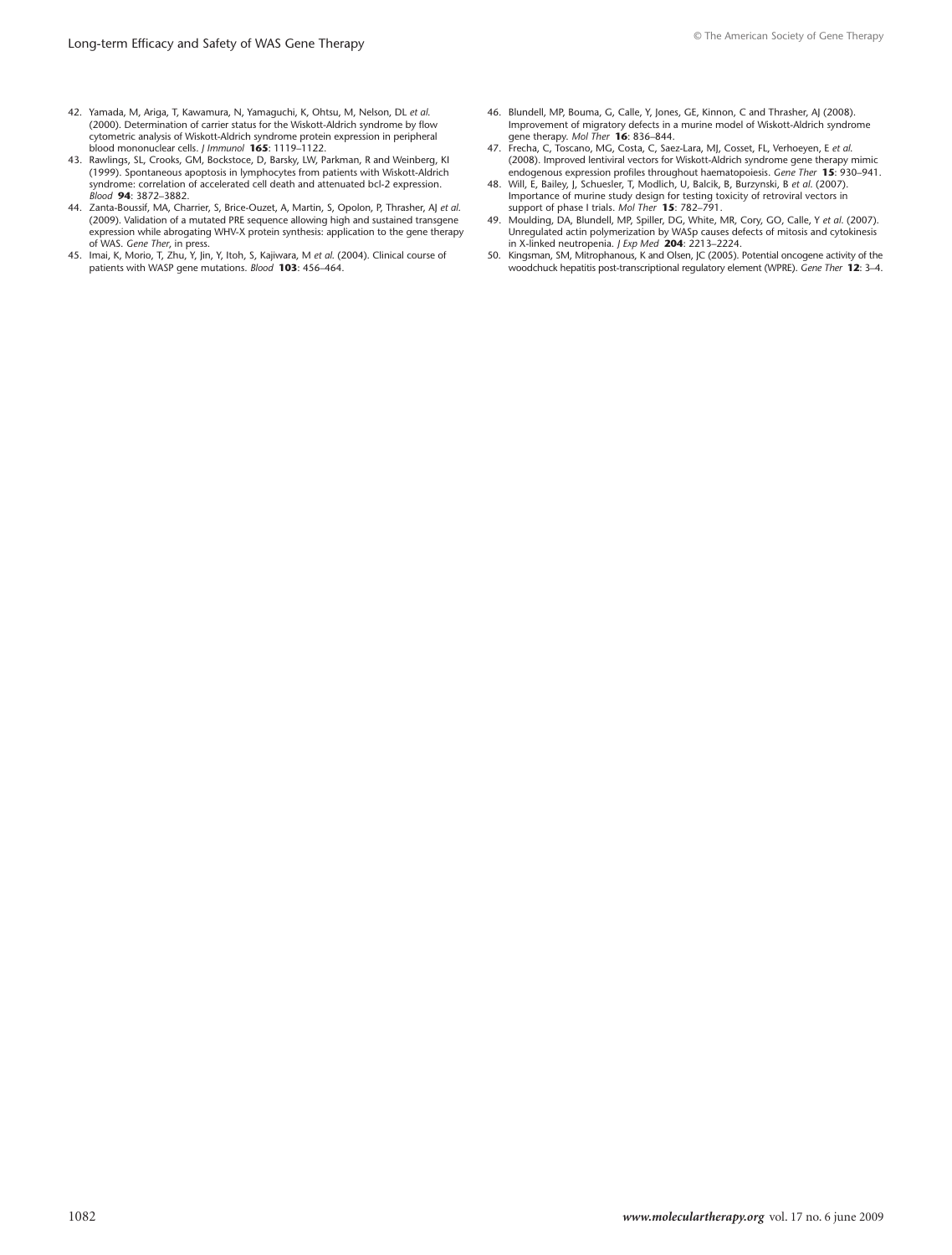42. Yamada, M, Ariga, T, Kawamura, N, Yamaguchi, K, Ohtsu, M, Nelson, DL *et al.* (2000). Determination of carrier status for the Wiskott-Aldrich syndrome by flow cytometric analysis of Wiskott-Aldrich syndrome protein expression in peripheral blood mononuclear cells. *J Immunol* **165**: 1119–1122.
43. Rawlings, SL, Crooks, GM, Bockstoce, D, Barsky, LW, Parkman, R and Weinberg, KI (1999). Spontaneous apoptosis in lymphocytes from patients with Wiskott-Aldrich syndrome: correlation of accelerated cell death and attenuated bcl-2 expression. *Blood* **94**: 3872–3882.
44. Zanta-Boussif, MA, Charrier, S, Brice-Ouzet, A, Martin, S, Opolon, P, Thrasher, AJ *et al.* (2009). Validation of a mutated PRE sequence allowing high and sustained transgene expression while abrogating WHV-X protein synthesis: application to the gene therapy of WAS. *Gene Ther*, in press.
45. Imai, K, Morio, T, Zhu, Y, Jin, Y, Itoh, S, Kajiwara, M *et al.* (2004). Clinical course of patients with WASP gene mutations. *Blood* **103**: 456–464.
46. Blundell, MP, Bouma, G, Calle, Y, Jones, GE, Kinnon, C and Thrasher, AJ (2008). Improvement of migratory defects in a murine model of Wiskott-Aldrich syndrome gene therapy. *Mol Ther* **16**: 836–844.
47. Frecha, C, Toscano, MG, Costa, C, Saez-Lara, MJ, Cosset, FL, Verhoeyen, E *et al.* (2008). Improved lentiviral vectors for Wiskott-Aldrich syndrome gene therapy mimic endogenous expression profiles throughout haematopoiesis. *Gene Ther* **15**: 930–941.
48. Will, E, Bailey, J, Schuesler, T, Modlich, U, Balcik, B, Burzynski, B *et al.* (2007). Importance of murine study design for testing toxicity of retroviral vectors in support of phase I trials. *Mol Ther* **15**: 782–791.
49. Moulding, DA, Blundell, MP, Spiller, DG, White, MR, Cory, GO, Calle, Y *et al.* (2007). Unregulated actin polymerization by WASp causes defects of mitosis and cytokinesis in X-linked neutropenia. *J Exp Med* **204**: 2213–2224.
50. Kingsman, SM, Mitrophanous, K and Olsen, JC (2005). Potential oncogene activity of the woodchuck hepatitis post-transcriptional regulatory element (WPRE). *Gene Ther* **12**: 3–4.